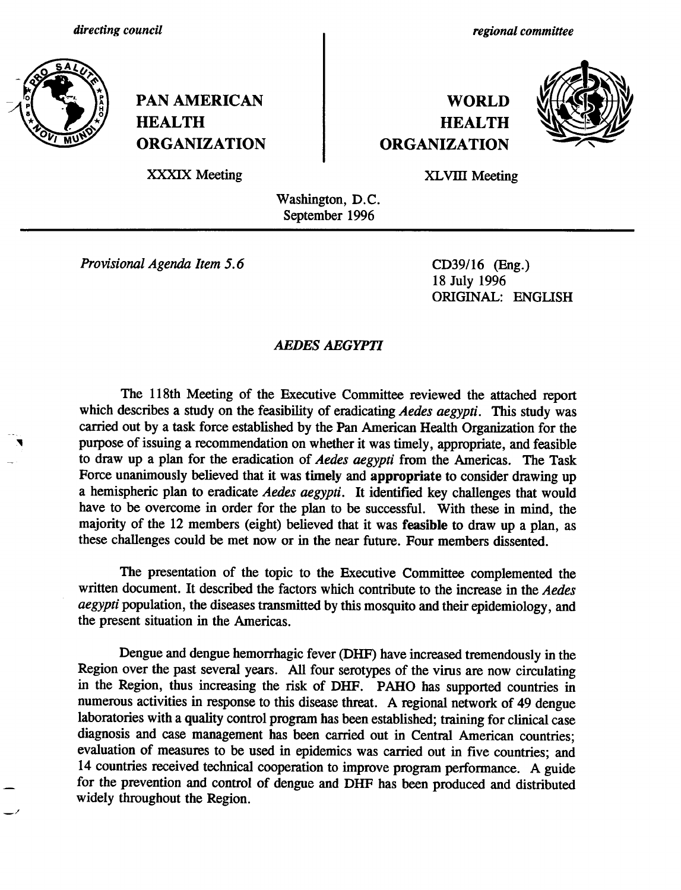directing council

regional committee

**PAN AMERICAN HEALTH ORGANIZATION**

**WORLD HEALTH ORGANIZATION**

XXXIX Meeting

XLVIII Meeting

Washington, D.C.
September 1996

*Provisional Agenda Item 5.6*

CD39/16 (Eng.)
18 July 1996
ORIGINAL: ENGLISH

# *AEDES AEGYPTI*

The 118th Meeting of the Executive Committee reviewed the attached report which describes a study on the feasibility of eradicating *Aedes aegypti*. This study was carried out by a task force established by the Pan American Health Organization for the purpose of issuing a recommendation on whether it was timely, appropriate, and feasible to draw up a plan for the eradication of *Aedes aegypti* from the Americas. The Task Force unanimously believed that it was **timely** and **appropriate** to consider drawing up a hemispheric plan to eradicate *Aedes aegypti*. It identified key challenges that would have to be overcome in order for the plan to be successful. With these in mind, the majority of the 12 members (eight) believed that it was **feasible** to draw up a plan, as these challenges could be met now or in the near future. Four members dissented.

The presentation of the topic to the Executive Committee complemented the written document. It described the factors which contribute to the increase in the *Aedes aegypti* population, the diseases transmitted by this mosquito and their epidemiology, and the present situation in the Americas.

Dengue and dengue hemorrhagic fever (DHF) have increased tremendously in the Region over the past several years. All four serotypes of the virus are now circulating in the Region, thus increasing the risk of DHF. PAHO has supported countries in numerous activities in response to this disease threat. A regional network of 49 dengue laboratories with a quality control program has been established; training for clinical case diagnosis and case management has been carried out in Central American countries; evaluation of measures to be used in epidemics was carried out in five countries; and 14 countries received technical cooperation to improve program performance. A guide for the prevention and control of dengue and DHF has been produced and distributed widely throughout the Region.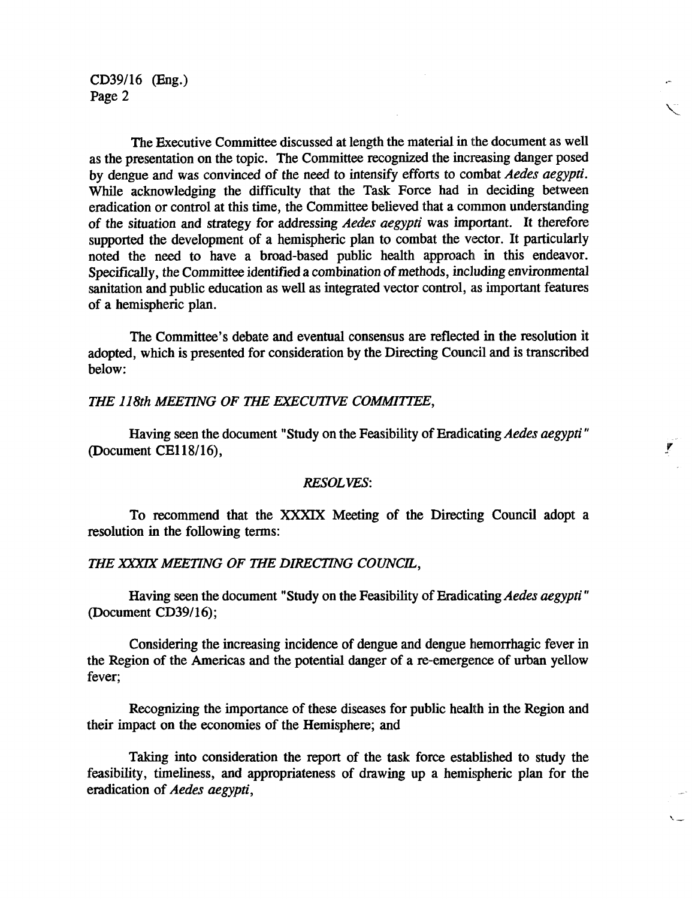The Executive Committee discussed at length the material in the document as well as the presentation on the topic. The Committee recognized the increasing danger posed by dengue and was convinced of the need to intensify efforts to combat *Aedes aegypti*. While acknowledging the difficulty that the Task Force had in deciding between eradication or control at this time, the Committee believed that a common understanding of the situation and strategy for addressing *Aedes aegypti* was important. It therefore supported the development of a hemispheric plan to combat the vector. It particularly noted the need to have a broad-based public health approach in this endeavor. Specifically, the Committee identified a combination of methods, including environmental sanitation and public education as well as integrated vector control, as important features of a hemispheric plan.

The Committee's debate and eventual consensus are reflected in the resolution it adopted, which is presented for consideration by the Directing Council and is transcribed below:

*THE 118th MEETING OF THE EXECUTIVE COMMITTEE,*

Having seen the document "Study on the Feasibility of Eradicating *Aedes aegypti*" (Document CE118/16),

*RESOLVES:*

To recommend that the XXXIX Meeting of the Directing Council adopt a resolution in the following terms:

*THE XXXIX MEETING OF THE DIRECTING COUNCIL,*

Having seen the document "Study on the Feasibility of Eradicating *Aedes aegypti*" (Document CD39/16);

Considering the increasing incidence of dengue and dengue hemorrhagic fever in the Region of the Americas and the potential danger of a re-emergence of urban yellow fever;

Recognizing the importance of these diseases for public health in the Region and their impact on the economies of the Hemisphere; and

Taking into consideration the report of the task force established to study the feasibility, timeliness, and appropriateness of drawing up a hemispheric plan for the eradication of *Aedes aegypti*,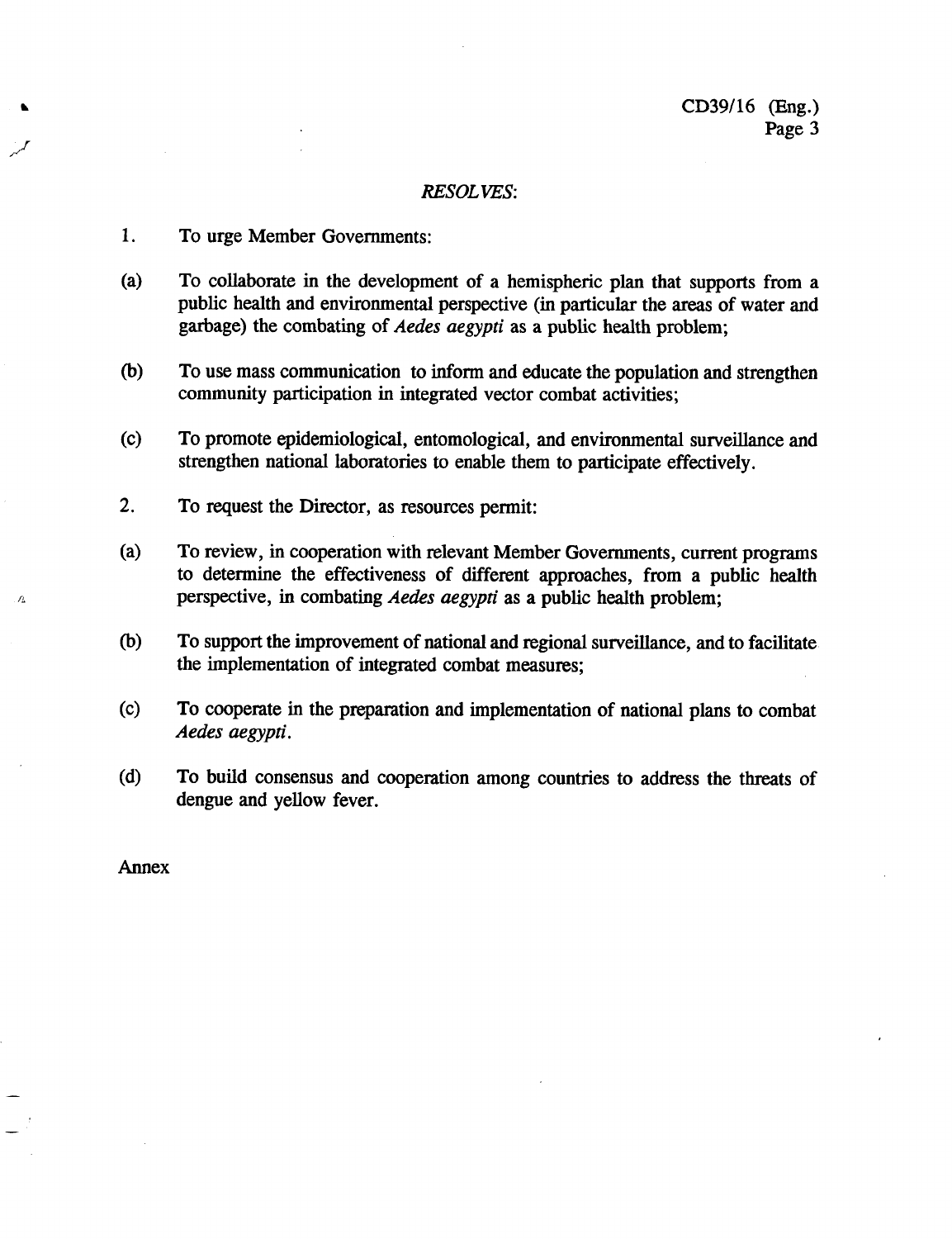*RESOLVES*:

1. To urge Member Governments:

(a) To collaborate in the development of a hemispheric plan that supports from a public health and environmental perspective (in particular the areas of water and garbage) the combating of *Aedes aegypti* as a public health problem;

(b) To use mass communication to inform and educate the population and strengthen community participation in integrated vector combat activities;

(c) To promote epidemiological, entomological, and environmental surveillance and strengthen national laboratories to enable them to participate effectively.

2. To request the Director, as resources permit:

(a) To review, in cooperation with relevant Member Governments, current programs to determine the effectiveness of different approaches, from a public health perspective, in combating *Aedes aegypti* as a public health problem;

(b) To support the improvement of national and regional surveillance, and to facilitate the implementation of integrated combat measures;

(c) To cooperate in the preparation and implementation of national plans to combat *Aedes aegypti*.

(d) To build consensus and cooperation among countries to address the threats of dengue and yellow fever.

Annex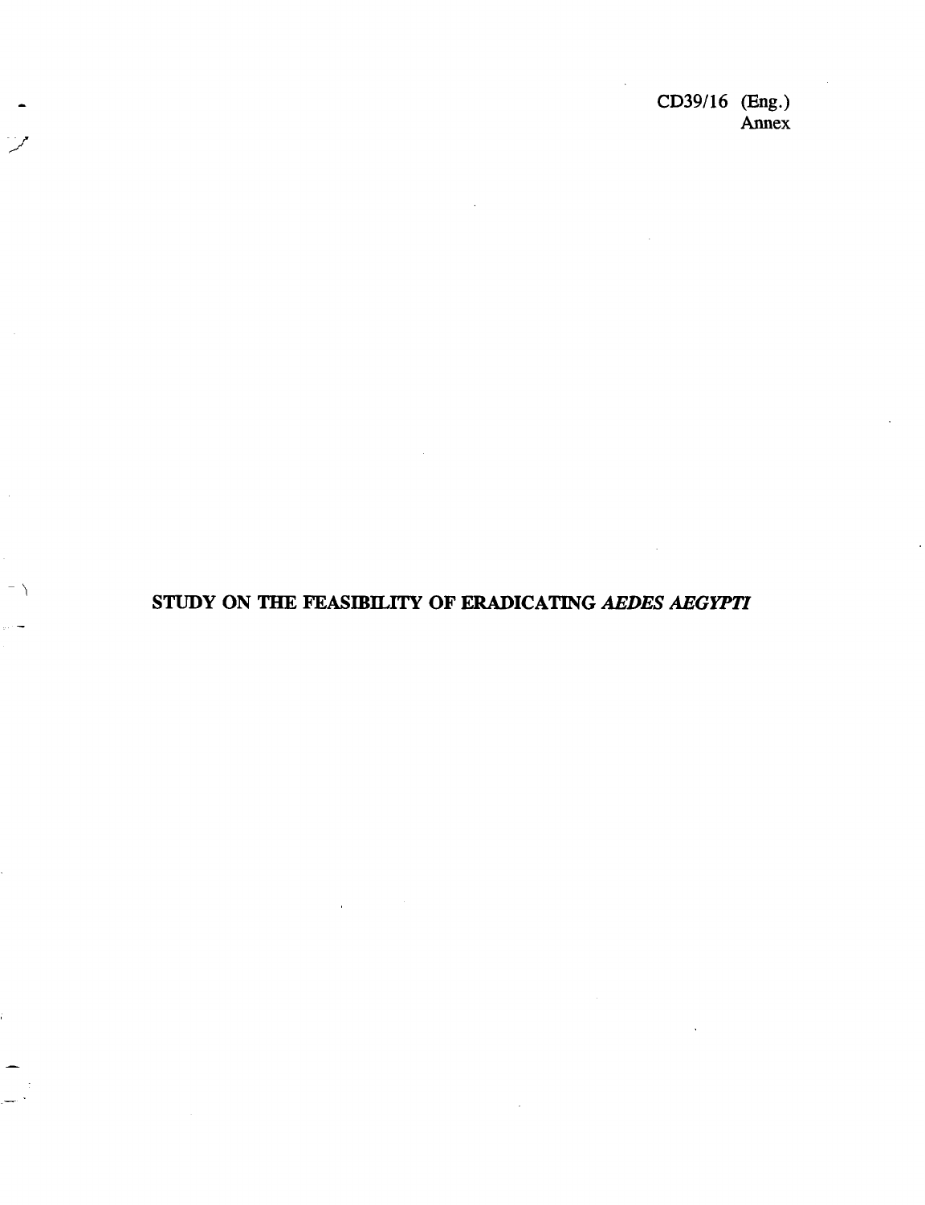CD39/16 (Eng.)
Annex

# STUDY ON THE FEASIBILITY OF ERADICATING *AEDES AEGYPTI*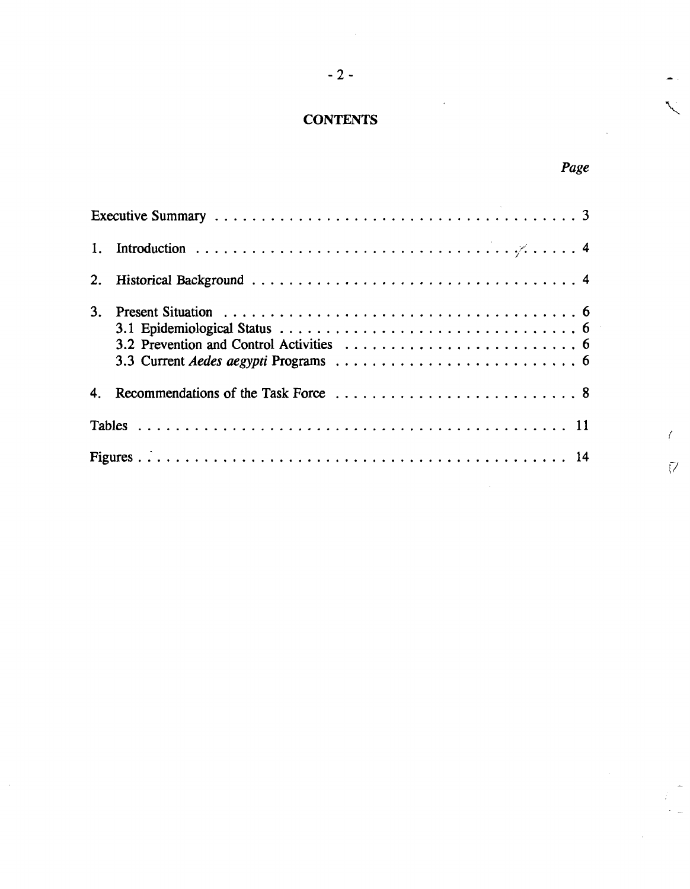# CONTENTS

| | Page |
|---|---|
| Executive Summary | 3 |
| 1. Introduction | 4 |
| 2. Historical Background | 4 |
| 3. Present Situation | 6 |
| 3.1 Epidemiological Status | 6 |
| 3.2 Prevention and Control Activities | 6 |
| 3.3 Current *Aedes aegypti* Programs | 6 |
| 4. Recommendations of the Task Force | 8 |
| Tables | 11 |
| Figures | 14 |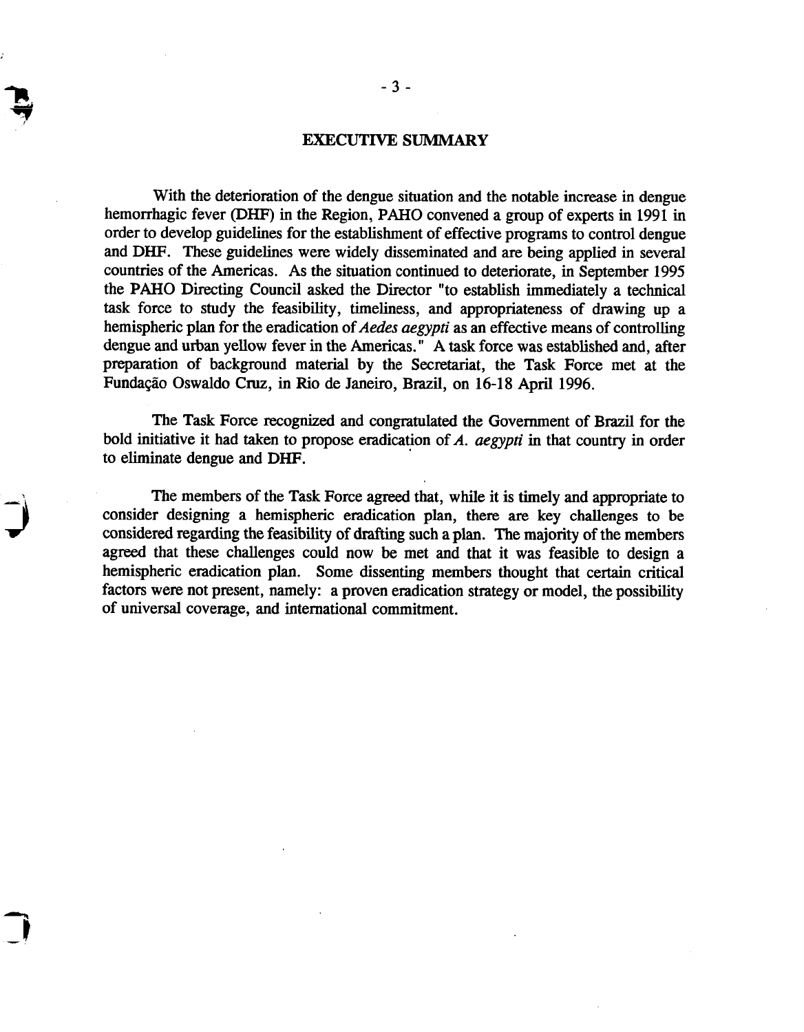# EXECUTIVE SUMMARY

With the deterioration of the dengue situation and the notable increase in dengue hemorrhagic fever (DHF) in the Region, PAHO convened a group of experts in 1991 in order to develop guidelines for the establishment of effective programs to control dengue and DHF. These guidelines were widely disseminated and are being applied in several countries of the Americas. As the situation continued to deteriorate, in September 1995 the PAHO Directing Council asked the Director "to establish immediately a technical task force to study the feasibility, timeliness, and appropriateness of drawing up a hemispheric plan for the eradication of *Aedes aegypti* as an effective means of controlling dengue and urban yellow fever in the Americas." A task force was established and, after preparation of background material by the Secretariat, the Task Force met at the Fundação Oswaldo Cruz, in Rio de Janeiro, Brazil, on 16-18 April 1996.

The Task Force recognized and congratulated the Government of Brazil for the bold initiative it had taken to propose eradication of *A. aegypti* in that country in order to eliminate dengue and DHF.

The members of the Task Force agreed that, while it is timely and appropriate to consider designing a hemispheric eradication plan, there are key challenges to be considered regarding the feasibility of drafting such a plan. The majority of the members agreed that these challenges could now be met and that it was feasible to design a hemispheric eradication plan. Some dissenting members thought that certain critical factors were not present, namely: a proven eradication strategy or model, the possibility of universal coverage, and international commitment.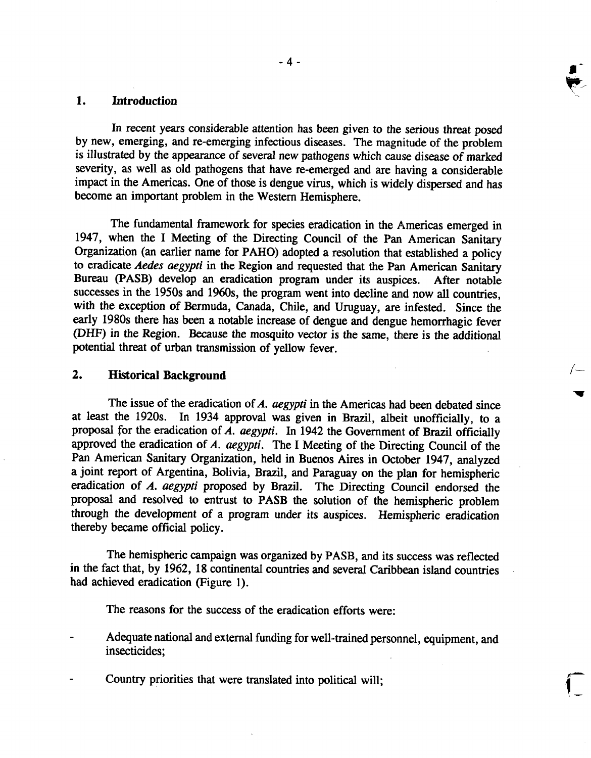## 1. Introduction

In recent years considerable attention has been given to the serious threat posed by new, emerging, and re-emerging infectious diseases. The magnitude of the problem is illustrated by the appearance of several new pathogens which cause disease of marked severity, as well as old pathogens that have re-emerged and are having a considerable impact in the Americas. One of those is dengue virus, which is widely dispersed and has become an important problem in the Western Hemisphere.

The fundamental framework for species eradication in the Americas emerged in 1947, when the I Meeting of the Directing Council of the Pan American Sanitary Organization (an earlier name for PAHO) adopted a resolution that established a policy to eradicate *Aedes aegypti* in the Region and requested that the Pan American Sanitary Bureau (PASB) develop an eradication program under its auspices. After notable successes in the 1950s and 1960s, the program went into decline and now all countries, with the exception of Bermuda, Canada, Chile, and Uruguay, are infested. Since the early 1980s there has been a notable increase of dengue and dengue hemorrhagic fever (DHF) in the Region. Because the mosquito vector is the same, there is the additional potential threat of urban transmission of yellow fever.

## 2. Historical Background

The issue of the eradication of *A. aegypti* in the Americas had been debated since at least the 1920s. In 1934 approval was given in Brazil, albeit unofficially, to a proposal for the eradication of *A. aegypti*. In 1942 the Government of Brazil officially approved the eradication of *A. aegypti*. The I Meeting of the Directing Council of the Pan American Sanitary Organization, held in Buenos Aires in October 1947, analyzed a joint report of Argentina, Bolivia, Brazil, and Paraguay on the plan for hemispheric eradication of *A. aegypti* proposed by Brazil. The Directing Council endorsed the proposal and resolved to entrust to PASB the solution of the hemispheric problem through the development of a program under its auspices. Hemispheric eradication thereby became official policy.

The hemispheric campaign was organized by PASB, and its success was reflected in the fact that, by 1962, 18 continental countries and several Caribbean island countries had achieved eradication (Figure 1).

The reasons for the success of the eradication efforts were:

- Adequate national and external funding for well-trained personnel, equipment, and insecticides;
- Country priorities that were translated into political will;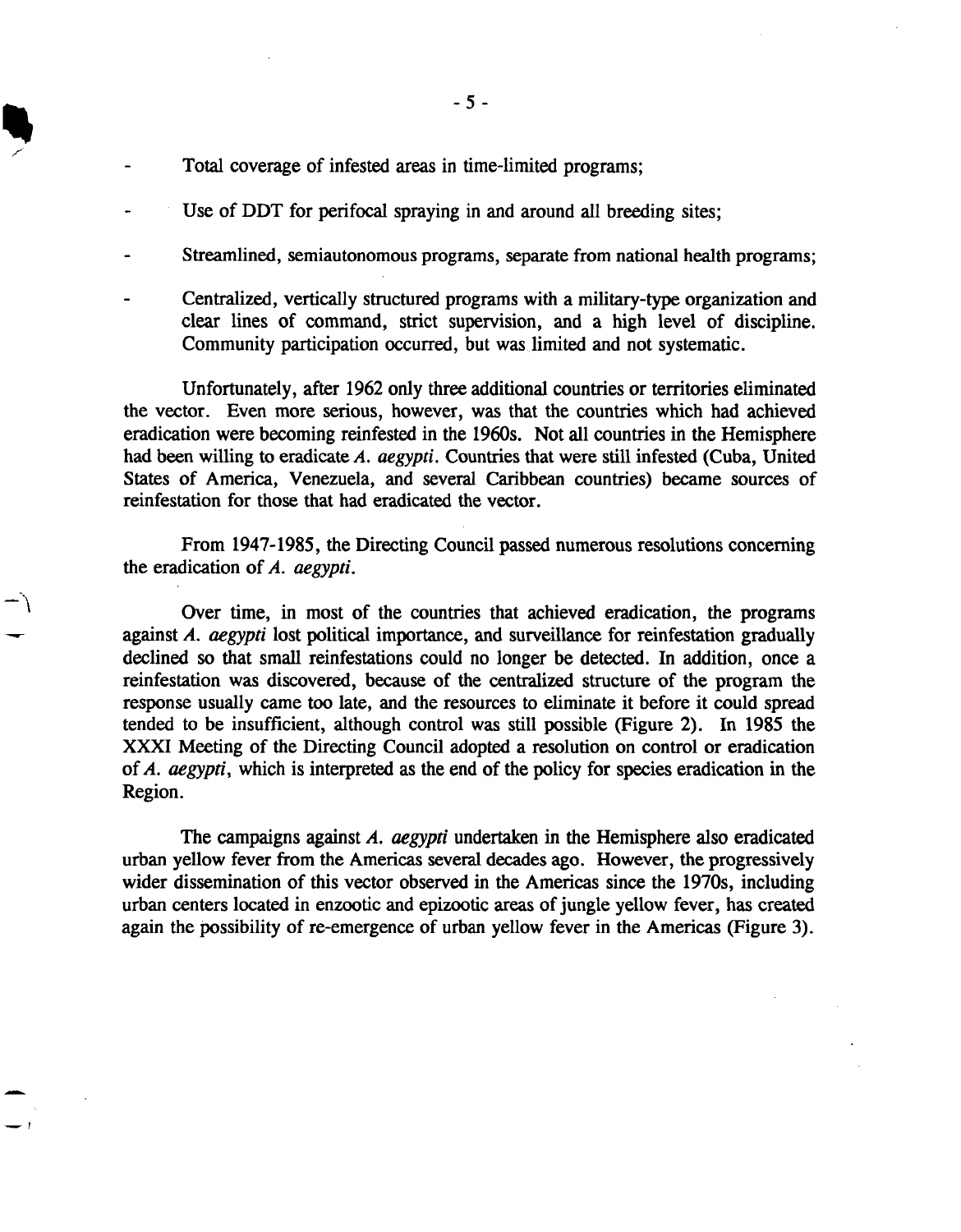- Total coverage of infested areas in time-limited programs;
- Use of DDT for perifocal spraying in and around all breeding sites;
- Streamlined, semiautonomous programs, separate from national health programs;
- Centralized, vertically structured programs with a military-type organization and clear lines of command, strict supervision, and a high level of discipline. Community participation occurred, but was limited and not systematic.

Unfortunately, after 1962 only three additional countries or territories eliminated the vector. Even more serious, however, was that the countries which had achieved eradication were becoming reinfested in the 1960s. Not all countries in the Hemisphere had been willing to eradicate *A. aegypti*. Countries that were still infested (Cuba, United States of America, Venezuela, and several Caribbean countries) became sources of reinfestation for those that had eradicated the vector.

From 1947-1985, the Directing Council passed numerous resolutions concerning the eradication of *A. aegypti*.

Over time, in most of the countries that achieved eradication, the programs against *A. aegypti* lost political importance, and surveillance for reinfestation gradually declined so that small reinfestations could no longer be detected. In addition, once a reinfestation was discovered, because of the centralized structure of the program the response usually came too late, and the resources to eliminate it before it could spread tended to be insufficient, although control was still possible (Figure 2). In 1985 the XXXI Meeting of the Directing Council adopted a resolution on control or eradication of *A. aegypti*, which is interpreted as the end of the policy for species eradication in the Region.

The campaigns against *A. aegypti* undertaken in the Hemisphere also eradicated urban yellow fever from the Americas several decades ago. However, the progressively wider dissemination of this vector observed in the Americas since the 1970s, including urban centers located in enzootic and epizootic areas of jungle yellow fever, has created again the possibility of re-emergence of urban yellow fever in the Americas (Figure 3).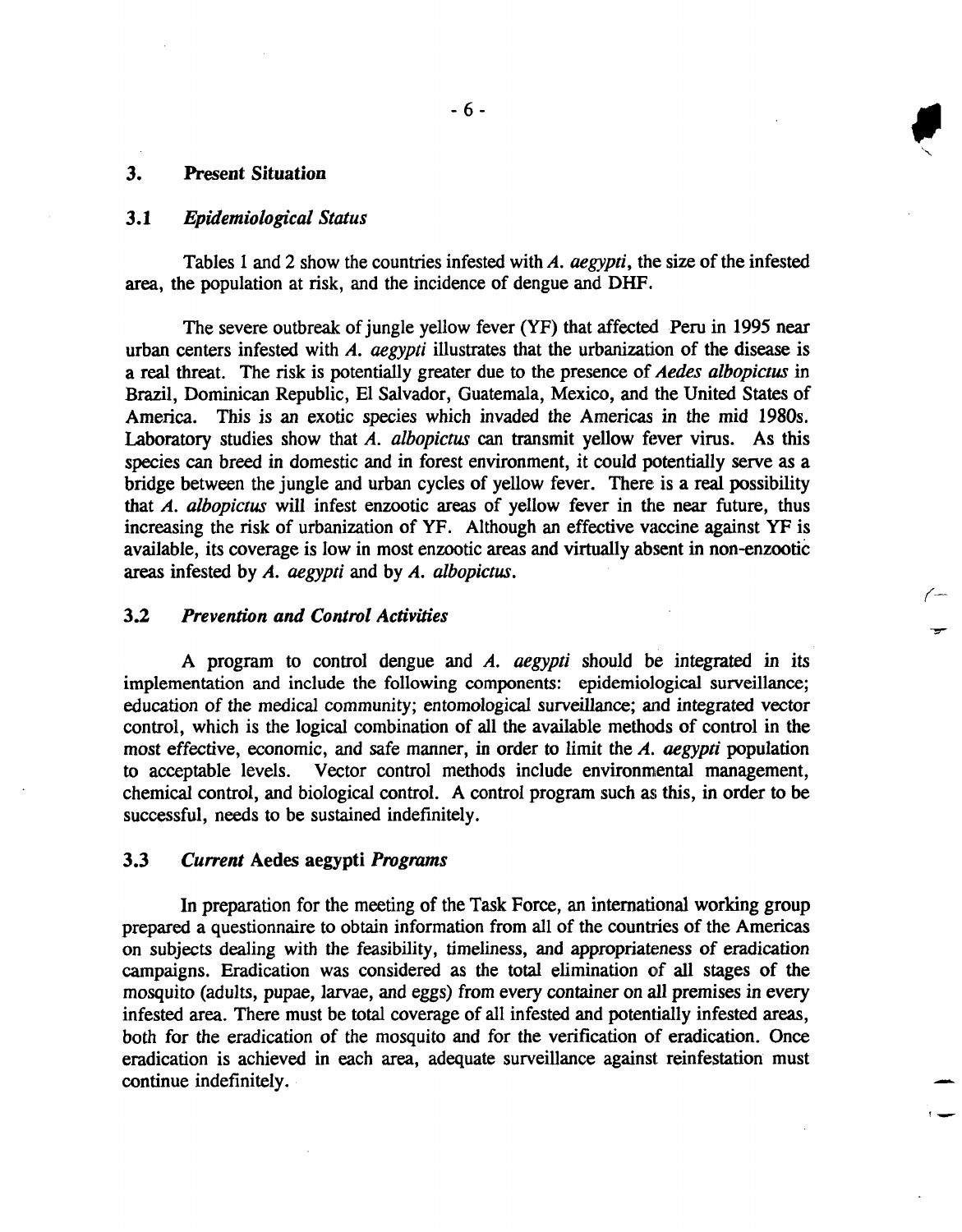## 3. Present Situation

### 3.1 *Epidemiological Status*

Tables 1 and 2 show the countries infested with *A. aegypti*, the size of the infested area, the population at risk, and the incidence of dengue and DHF.

The severe outbreak of jungle yellow fever (YF) that affected Peru in 1995 near urban centers infested with *A. aegypti* illustrates that the urbanization of the disease is a real threat. The risk is potentially greater due to the presence of *Aedes albopictus* in Brazil, Dominican Republic, El Salvador, Guatemala, Mexico, and the United States of America. This is an exotic species which invaded the Americas in the mid 1980s. Laboratory studies show that *A. albopictus* can transmit yellow fever virus. As this species can breed in domestic and in forest environment, it could potentially serve as a bridge between the jungle and urban cycles of yellow fever. There is a real possibility that *A. albopictus* will infest enzootic areas of yellow fever in the near future, thus increasing the risk of urbanization of YF. Although an effective vaccine against YF is available, its coverage is low in most enzootic areas and virtually absent in non-enzootic areas infested by *A. aegypti* and by *A. albopictus*.

### 3.2 *Prevention and Control Activities*

A program to control dengue and *A. aegypti* should be integrated in its implementation and include the following components: epidemiological surveillance; education of the medical community; entomological surveillance; and integrated vector control, which is the logical combination of all the available methods of control in the most effective, economic, and safe manner, in order to limit the *A. aegypti* population to acceptable levels. Vector control methods include environmental management, chemical control, and biological control. A control program such as this, in order to be successful, needs to be sustained indefinitely.

### 3.3 *Current* Aedes aegypti *Programs*

In preparation for the meeting of the Task Force, an international working group prepared a questionnaire to obtain information from all of the countries of the Americas on subjects dealing with the feasibility, timeliness, and appropriateness of eradication campaigns. Eradication was considered as the total elimination of all stages of the mosquito (adults, pupae, larvae, and eggs) from every container on all premises in every infested area. There must be total coverage of all infested and potentially infested areas, both for the eradication of the mosquito and for the verification of eradication. Once eradication is achieved in each area, adequate surveillance against reinfestation must continue indefinitely.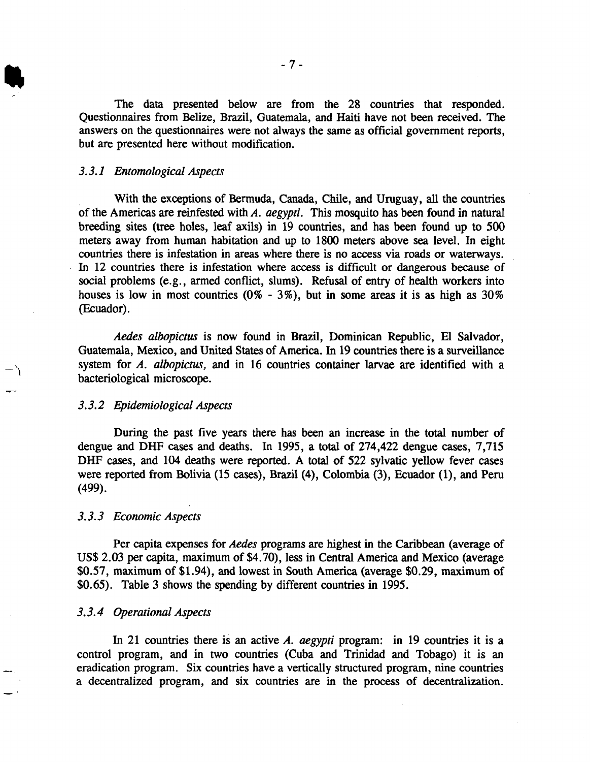The data presented below are from the 28 countries that responded. Questionnaires from Belize, Brazil, Guatemala, and Haiti have not been received. The answers on the questionnaires were not always the same as official government reports, but are presented here without modification.

### *3.3.1 Entomological Aspects*

With the exceptions of Bermuda, Canada, Chile, and Uruguay, all the countries of the Americas are reinfested with *A. aegypti*. This mosquito has been found in natural breeding sites (tree holes, leaf axils) in 19 countries, and has been found up to 500 meters away from human habitation and up to 1800 meters above sea level. In eight countries there is infestation in areas where there is no access via roads or waterways. In 12 countries there is infestation where access is difficult or dangerous because of social problems (e.g., armed conflict, slums). Refusal of entry of health workers into houses is low in most countries (0% - 3%), but in some areas it is as high as 30% (Ecuador).

*Aedes albopictus* is now found in Brazil, Dominican Republic, El Salvador, Guatemala, Mexico, and United States of America. In 19 countries there is a surveillance system for *A. albopictus*, and in 16 countries container larvae are identified with a bacteriological microscope.

### *3.3.2 Epidemiological Aspects*

During the past five years there has been an increase in the total number of dengue and DHF cases and deaths. In 1995, a total of 274,422 dengue cases, 7,715 DHF cases, and 104 deaths were reported. A total of 522 sylvatic yellow fever cases were reported from Bolivia (15 cases), Brazil (4), Colombia (3), Ecuador (1), and Peru (499).

### *3.3.3 Economic Aspects*

Per capita expenses for *Aedes* programs are highest in the Caribbean (average of US$ 2.03 per capita, maximum of $4.70), less in Central America and Mexico (average $0.57, maximum of $1.94), and lowest in South America (average $0.29, maximum of $0.65). Table 3 shows the spending by different countries in 1995.

### *3.3.4 Operational Aspects*

In 21 countries there is an active *A. aegypti* program: in 19 countries it is a control program, and in two countries (Cuba and Trinidad and Tobago) it is an eradication program. Six countries have a vertically structured program, nine countries a decentralized program, and six countries are in the process of decentralization.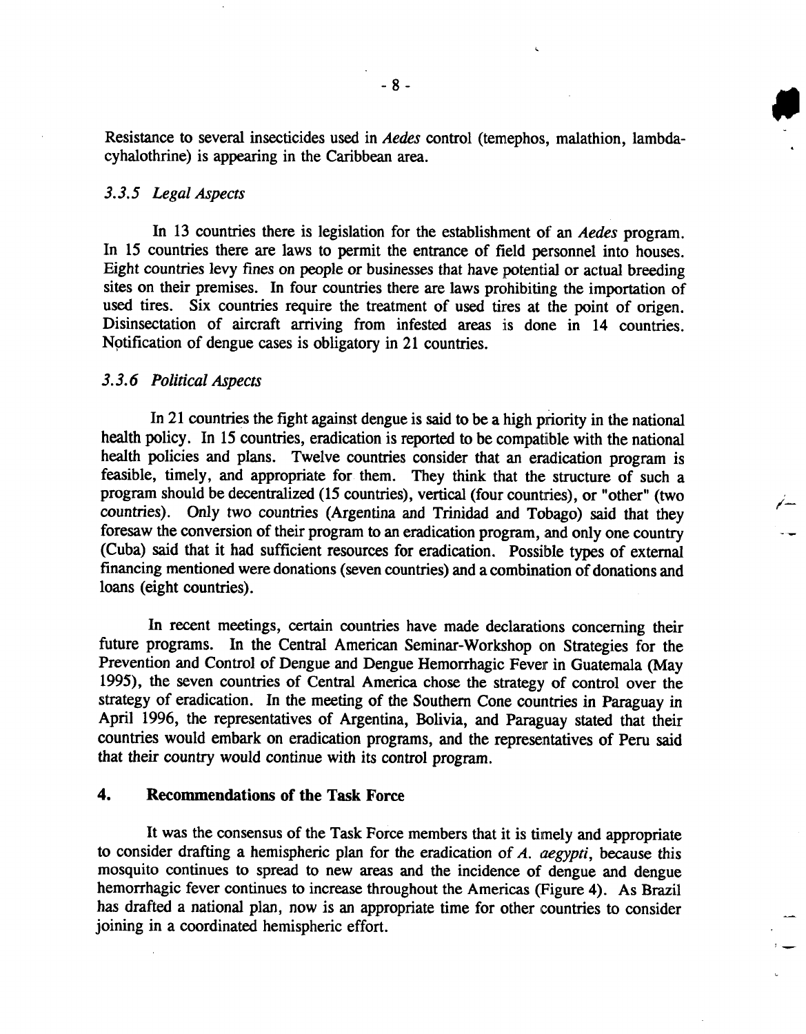Resistance to several insecticides used in *Aedes* control (temephos, malathion, lambda-cyhalothrine) is appearing in the Caribbean area.

### *3.3.5 Legal Aspects*

In 13 countries there is legislation for the establishment of an *Aedes* program. In 15 countries there are laws to permit the entrance of field personnel into houses. Eight countries levy fines on people or businesses that have potential or actual breeding sites on their premises. In four countries there are laws prohibiting the importation of used tires. Six countries require the treatment of used tires at the point of origen. Disinsectation of aircraft arriving from infested areas is done in 14 countries. Notification of dengue cases is obligatory in 21 countries.

### *3.3.6 Political Aspects*

In 21 countries the fight against dengue is said to be a high priority in the national health policy. In 15 countries, eradication is reported to be compatible with the national health policies and plans. Twelve countries consider that an eradication program is feasible, timely, and appropriate for them. They think that the structure of such a program should be decentralized (15 countries), vertical (four countries), or "other" (two countries). Only two countries (Argentina and Trinidad and Tobago) said that they foresaw the conversion of their program to an eradication program, and only one country (Cuba) said that it had sufficient resources for eradication. Possible types of external financing mentioned were donations (seven countries) and a combination of donations and loans (eight countries).

In recent meetings, certain countries have made declarations concerning their future programs. In the Central American Seminar-Workshop on Strategies for the Prevention and Control of Dengue and Dengue Hemorrhagic Fever in Guatemala (May 1995), the seven countries of Central America chose the strategy of control over the strategy of eradication. In the meeting of the Southern Cone countries in Paraguay in April 1996, the representatives of Argentina, Bolivia, and Paraguay stated that their countries would embark on eradication programs, and the representatives of Peru said that their country would continue with its control program.

## 4. Recommendations of the Task Force

It was the consensus of the Task Force members that it is timely and appropriate to consider drafting a hemispheric plan for the eradication of *A. aegypti*, because this mosquito continues to spread to new areas and the incidence of dengue and dengue hemorrhagic fever continues to increase throughout the Americas (Figure 4). As Brazil has drafted a national plan, now is an appropriate time for other countries to consider joining in a coordinated hemispheric effort.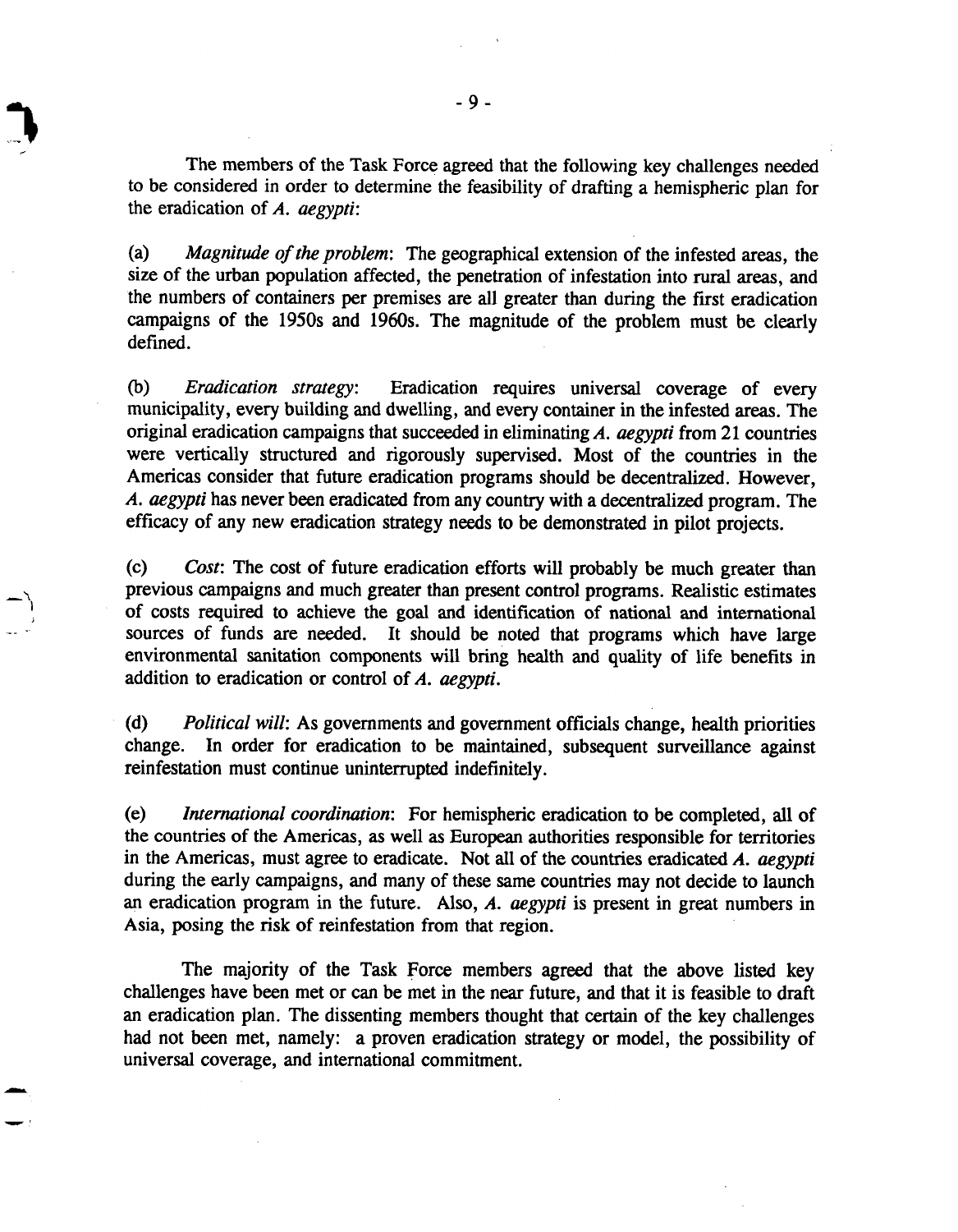The members of the Task Force agreed that the following key challenges needed to be considered in order to determine the feasibility of drafting a hemispheric plan for the eradication of *A. aegypti*:

(a) *Magnitude of the problem*: The geographical extension of the infested areas, the size of the urban population affected, the penetration of infestation into rural areas, and the numbers of containers per premises are all greater than during the first eradication campaigns of the 1950s and 1960s. The magnitude of the problem must be clearly defined.

(b) *Eradication strategy*: Eradication requires universal coverage of every municipality, every building and dwelling, and every container in the infested areas. The original eradication campaigns that succeeded in eliminating *A. aegypti* from 21 countries were vertically structured and rigorously supervised. Most of the countries in the Americas consider that future eradication programs should be decentralized. However, *A. aegypti* has never been eradicated from any country with a decentralized program. The efficacy of any new eradication strategy needs to be demonstrated in pilot projects.

(c) *Cost*: The cost of future eradication efforts will probably be much greater than previous campaigns and much greater than present control programs. Realistic estimates of costs required to achieve the goal and identification of national and international sources of funds are needed. It should be noted that programs which have large environmental sanitation components will bring health and quality of life benefits in addition to eradication or control of *A. aegypti*.

(d) *Political will*: As governments and government officials change, health priorities change. In order for eradication to be maintained, subsequent surveillance against reinfestation must continue uninterrupted indefinitely.

(e) *International coordination*: For hemispheric eradication to be completed, all of the countries of the Americas, as well as European authorities responsible for territories in the Americas, must agree to eradicate. Not all of the countries eradicated *A. aegypti* during the early campaigns, and many of these same countries may not decide to launch an eradication program in the future. Also, *A. aegypti* is present in great numbers in Asia, posing the risk of reinfestation from that region.

The majority of the Task Force members agreed that the above listed key challenges have been met or can be met in the near future, and that it is feasible to draft an eradication plan. The dissenting members thought that certain of the key challenges had not been met, namely: a proven eradication strategy or model, the possibility of universal coverage, and international commitment.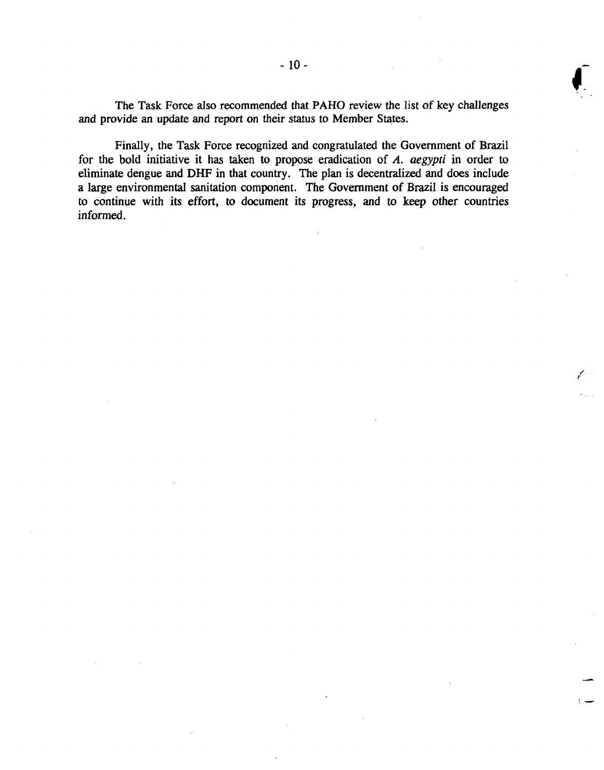The Task Force also recommended that PAHO review the list of key challenges and provide an update and report on their status to Member States.

Finally, the Task Force recognized and congratulated the Government of Brazil for the bold initiative it has taken to propose eradication of *A. aegypti* in order to eliminate dengue and DHF in that country. The plan is decentralized and does include a large environmental sanitation component. The Government of Brazil is encouraged to continue with its effort, to document its progress, and to keep other countries informed.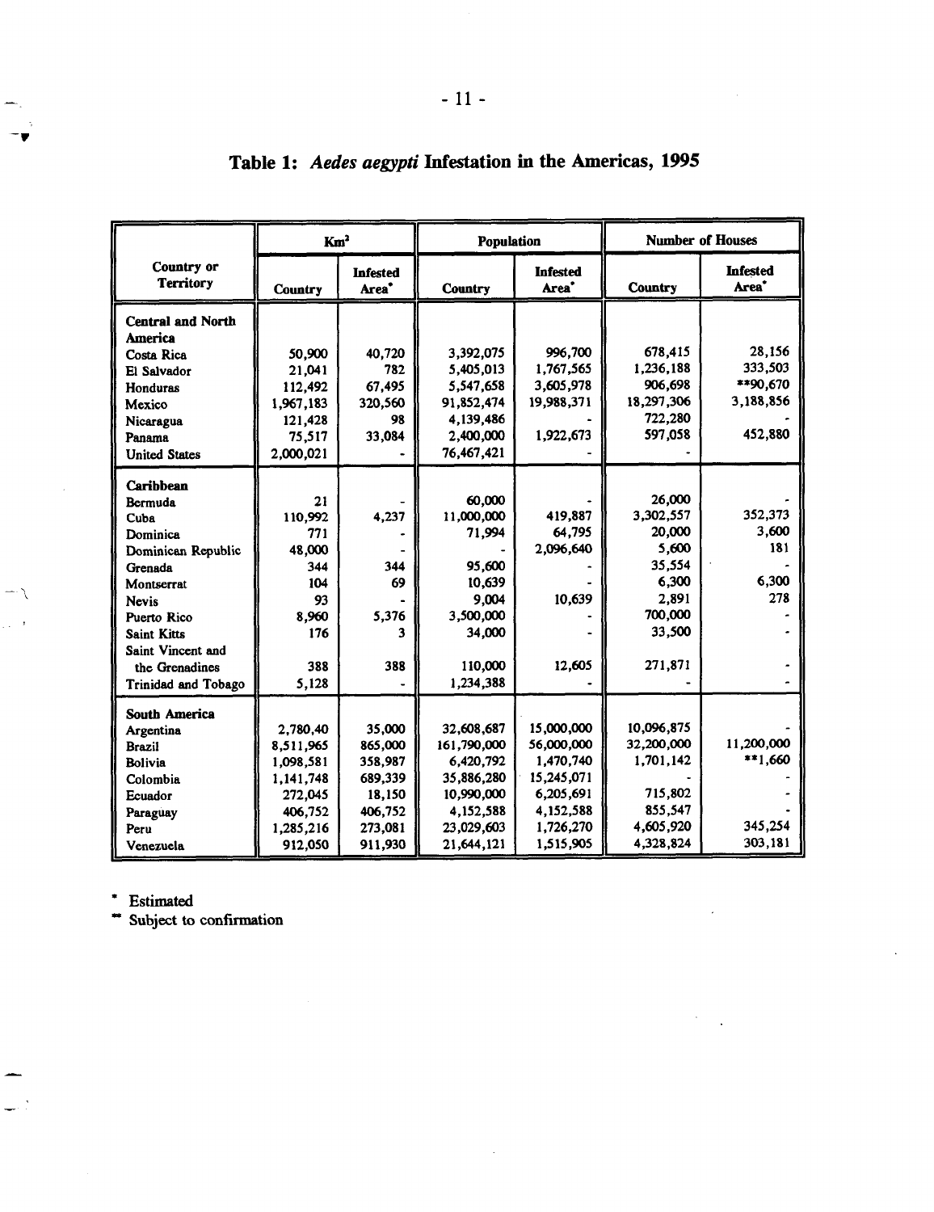# Table 1: *Aedes aegypti* Infestation in the Americas, 1995

| Country or Territory | Km² | | Population | | Number of Houses | |
|---|---|---|---|---|---|---|
| | Country | Infested Area* | Country | Infested Area* | Country | Infested Area* |
| **Central and North America** | | | | | | |
| Costa Rica | 50,900 | 40,720 | 3,392,075 | 996,700 | 678,415 | 28,156 |
| El Salvador | 21,041 | 782 | 5,405,013 | 1,767,565 | 1,236,188 | 333,503 |
| Honduras | 112,492 | 67,495 | 5,547,658 | 3,605,978 | 906,698 | **90,670 |
| Mexico | 1,967,183 | 320,560 | 91,852,474 | 19,988,371 | 18,297,306 | 3,188,856 |
| Nicaragua | 121,428 | 98 | 4,139,486 | - | 722,280 | - |
| Panama | 75,517 | 33,084 | 2,400,000 | 1,922,673 | 597,058 | 452,880 |
| United States | 2,000,021 | - | 76,467,421 | - | - | |
| **Caribbean** | | | | | | |
| Bermuda | 21 | - | 60,000 | - | 26,000 | - |
| Cuba | 110,992 | 4,237 | 11,000,000 | 419,887 | 3,302,557 | 352,373 |
| Dominica | 771 | - | 71,994 | 64,795 | 20,000 | 3,600 |
| Dominican Republic | 48,000 | - | - | 2,096,640 | 5,600 | 181 |
| Grenada | 344 | 344 | 95,600 | - | 35,554 | - |
| Montserrat | 104 | 69 | 10,639 | - | 6,300 | 6,300 |
| Nevis | 93 | - | 9,004 | 10,639 | 2,891 | 278 |
| Puerto Rico | 8,960 | 5,376 | 3,500,000 | - | 700,000 | - |
| Saint Kitts | 176 | 3 | 34,000 | - | 33,500 | - |
| Saint Vincent and the Grenadines | 388 | 388 | 110,000 | 12,605 | 271,871 | - |
| Trinidad and Tobago | 5,128 | - | 1,234,388 | - | - | - |
| **South America** | | | | | | |
| Argentina | 2,780,40 | 35,000 | 32,608,687 | 15,000,000 | 10,096,875 | - |
| Brazil | 8,511,965 | 865,000 | 161,790,000 | 56,000,000 | 32,200,000 | 11,200,000 |
| Bolivia | 1,098,581 | 358,987 | 6,420,792 | 1,470,740 | 1,701,142 | **1,660 |
| Colombia | 1,141,748 | 689,339 | 35,886,280 | 15,245,071 | - | - |
| Ecuador | 272,045 | 18,150 | 10,990,000 | 6,205,691 | 715,802 | - |
| Paraguay | 406,752 | 406,752 | 4,152,588 | 4,152,588 | 855,547 | - |
| Peru | 1,285,216 | 273,081 | 23,029,603 | 1,726,270 | 4,605,920 | 345,254 |
| Venezuela | 912,050 | 911,930 | 21,644,121 | 1,515,905 | 4,328,824 | 303,181 |

\* Estimated

\*\* Subject to confirmation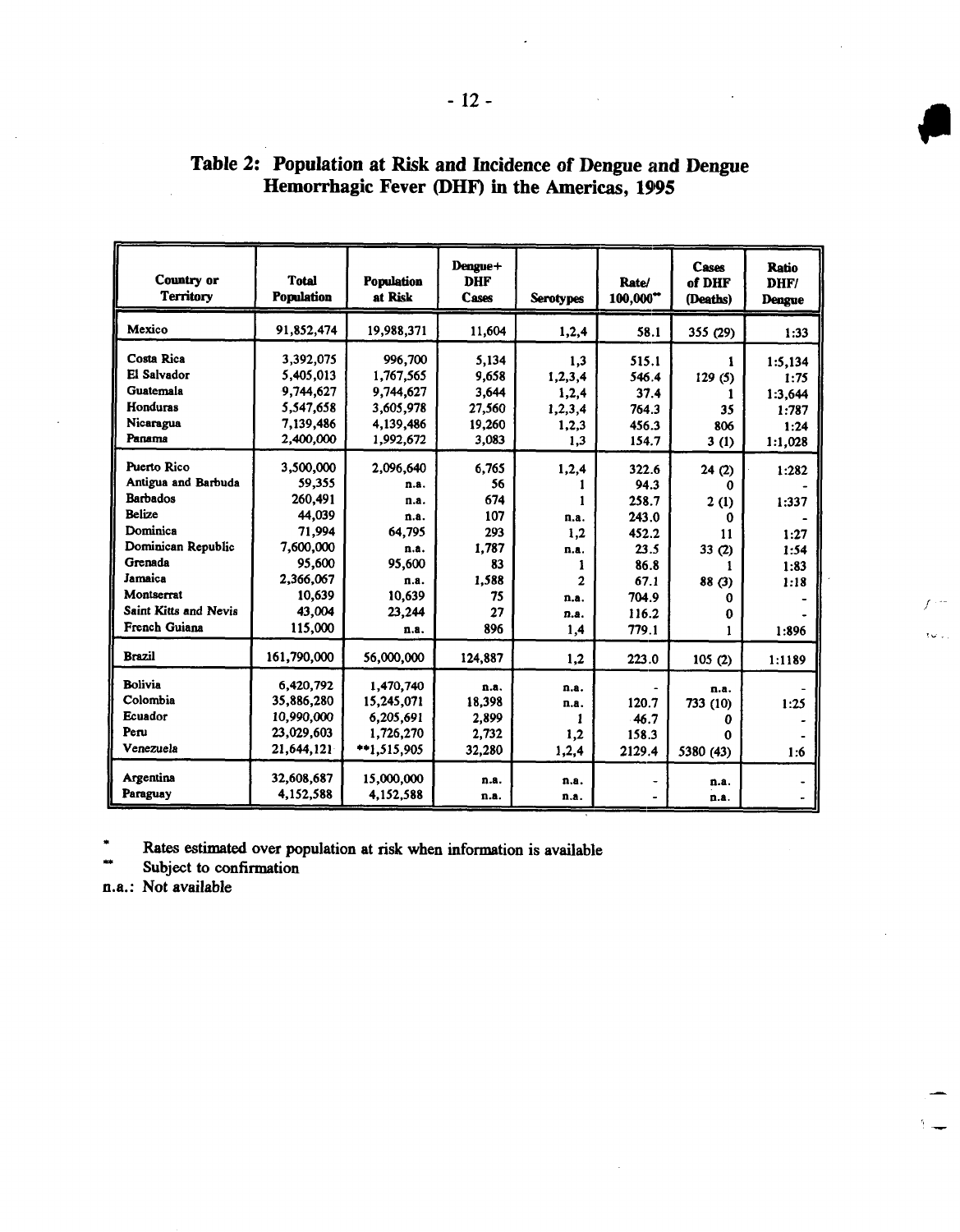## Table 2: Population at Risk and Incidence of Dengue and Dengue Hemorrhagic Fever (DHF) in the Americas, 1995

| Country or Territory | Total Population | Population at Risk | Dengue+ DHF Cases | Serotypes | Rate/ 100,000** | Cases of DHF (Deaths) | Ratio DHF/ Dengue |
|---|---|---|---|---|---|---|---|
| Mexico | 91,852,474 | 19,988,371 | 11,604 | 1,2,4 | 58.1 | 355 (29) | 1:33 |
| Costa Rica | 3,392,075 | 996,700 | 5,134 | 1,3 | 515.1 | 1 | 1:5,134 |
| El Salvador | 5,405,013 | 1,767,565 | 9,658 | 1,2,3,4 | 546.4 | 129 (5) | 1:75 |
| Guatemala | 9,744,627 | 9,744,627 | 3,644 | 1,2,4 | 37.4 | 1 | 1:3,644 |
| Honduras | 5,547,658 | 3,605,978 | 27,560 | 1,2,3,4 | 764.3 | 35 | 1:787 |
| Nicaragua | 7,139,486 | 4,139,486 | 19,260 | 1,2,3 | 456.3 | 806 | 1:24 |
| Panama | 2,400,000 | 1,992,672 | 3,083 | 1,3 | 154.7 | 3 (1) | 1:1,028 |
| Puerto Rico | 3,500,000 | 2,096,640 | 6,765 | 1,2,4 | 322.6 | 24 (2) | 1:282 |
| Antigua and Barbuda | 59,355 | n.a. | 56 | 1 | 94.3 | 0 | - |
| Barbados | 260,491 | n.a. | 674 | 1 | 258.7 | 2 (1) | 1:337 |
| Belize | 44,039 | n.a. | 107 | n.a. | 243.0 | 0 | - |
| Dominica | 71,994 | 64,795 | 293 | 1,2 | 452.2 | 11 | 1:27 |
| Dominican Republic | 7,600,000 | n.a. | 1,787 | n.a. | 23.5 | 33 (2) | 1:54 |
| Grenada | 95,600 | 95,600 | 83 | 1 | 86.8 | 1 | 1:83 |
| Jamaica | 2,366,067 | n.a. | 1,588 | 2 | 67.1 | 88 (3) | 1:18 |
| Montserrat | 10,639 | 10,639 | 75 | n.a. | 704.9 | 0 | - |
| Saint Kitts and Nevis | 43,004 | 23,244 | 27 | n.a. | 116.2 | 0 | - |
| French Guiana | 115,000 | n.a. | 896 | 1,4 | 779.1 | 1 | 1:896 |
| Brazil | 161,790,000 | 56,000,000 | 124,887 | 1,2 | 223.0 | 105 (2) | 1:1189 |
| Bolivia | 6,420,792 | 1,470,740 | n.a. | n.a. | - | n.a. | - |
| Colombia | 35,886,280 | 15,245,071 | 18,398 | n.a. | 120.7 | 733 (10) | 1:25 |
| Ecuador | 10,990,000 | 6,205,691 | 2,899 | 1 | 46.7 | 0 | - |
| Peru | 23,029,603 | 1,726,270 | 2,732 | 1,2 | 158.3 | 0 | - |
| Venezuela | 21,644,121 | **1,515,905 | 32,280 | 1,2,4 | 2129.4 | 5380 (43) | 1:6 |
| Argentina | 32,608,687 | 15,000,000 | n.a. | n.a. | - | n.a. | - |
| Paraguay | 4,152,588 | 4,152,588 | n.a. | n.a. | - | n.a. | - |

\* Rates estimated over population at risk when information is available

\** Subject to confirmation

n.a.: Not available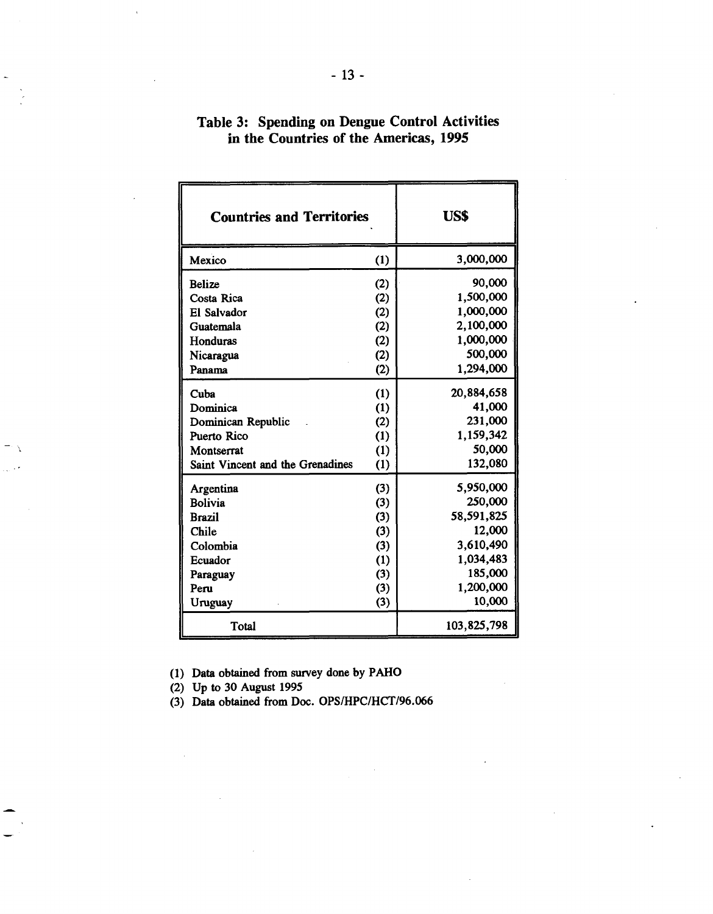## Table 3: Spending on Dengue Control Activities in the Countries of the Americas, 1995

| Countries and Territories | | US$ |
|---|---|---|
| Mexico | (1) | 3,000,000 |
| Belize | (2) | 90,000 |
| Costa Rica | (2) | 1,500,000 |
| El Salvador | (2) | 1,000,000 |
| Guatemala | (2) | 2,100,000 |
| Honduras | (2) | 1,000,000 |
| Nicaragua | (2) | 500,000 |
| Panama | (2) | 1,294,000 |
| Cuba | (1) | 20,884,658 |
| Dominica | (1) | 41,000 |
| Dominican Republic | (2) | 231,000 |
| Puerto Rico | (1) | 1,159,342 |
| Montserrat | (1) | 50,000 |
| Saint Vincent and the Grenadines | (1) | 132,080 |
| Argentina | (3) | 5,950,000 |
| Bolivia | (3) | 250,000 |
| Brazil | (3) | 58,591,825 |
| Chile | (3) | 12,000 |
| Colombia | (3) | 3,610,490 |
| Ecuador | (1) | 1,034,483 |
| Paraguay | (3) | 185,000 |
| Peru | (3) | 1,200,000 |
| Uruguay | (3) | 10,000 |
| Total | | 103,825,798 |

(1) Data obtained from survey done by PAHO
(2) Up to 30 August 1995
(3) Data obtained from Doc. OPS/HPC/HCT/96.066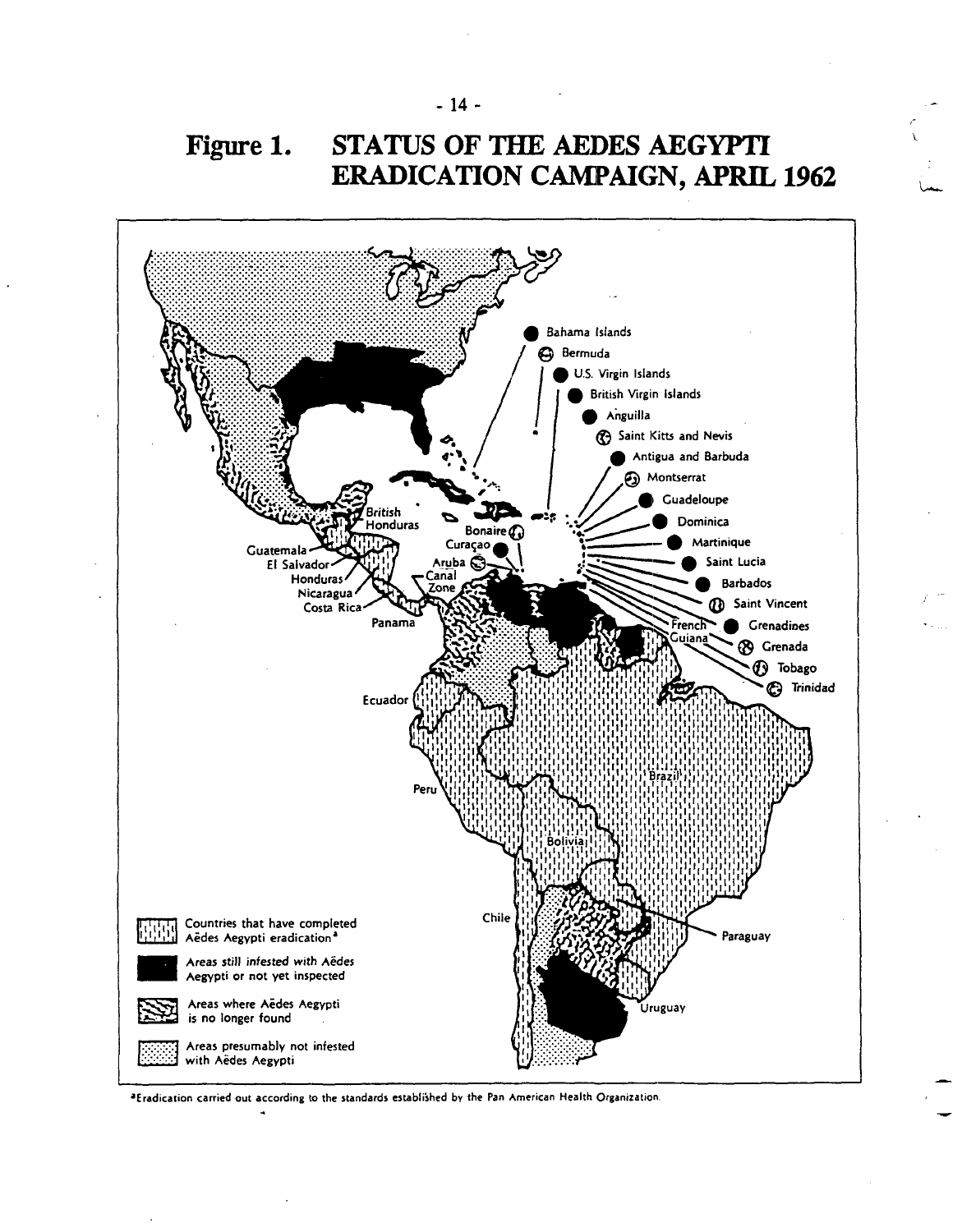# Figure 1. STATUS OF THE AEDES AEGYPTI ERADICATION CAMPAIGN, APRIL 1962

Bahama Islands
Bermuda
U.S. Virgin Islands
British Virgin Islands
Anguilla
Saint Kitts and Nevis
Antigua and Barbuda
Montserrat
Guadeloupe
Dominica
Martinique
Saint Lucia
Barbados
Saint Vincent
Grenadines
Grenada
Tobago
Trinidad

British Honduras
Guatemala
El Salvador
Honduras
Nicaragua
Costa Rica
Panama
Bonaire
Curaçao
Aruba
Canal Zone
French Guiana
Ecuador
Peru
Brazil
Bolivia
Chile
Paraguay
Uruguay

- Countries that have completed Aëdes Aegypti eradication[a]
- Areas still infested with Aëdes Aegypti or not yet inspected
- Areas where Aëdes Aegypti is no longer found
- Areas presumably not infested with Aëdes Aegypti

[a] Eradication carried out according to the standards established by the Pan American Health Organization.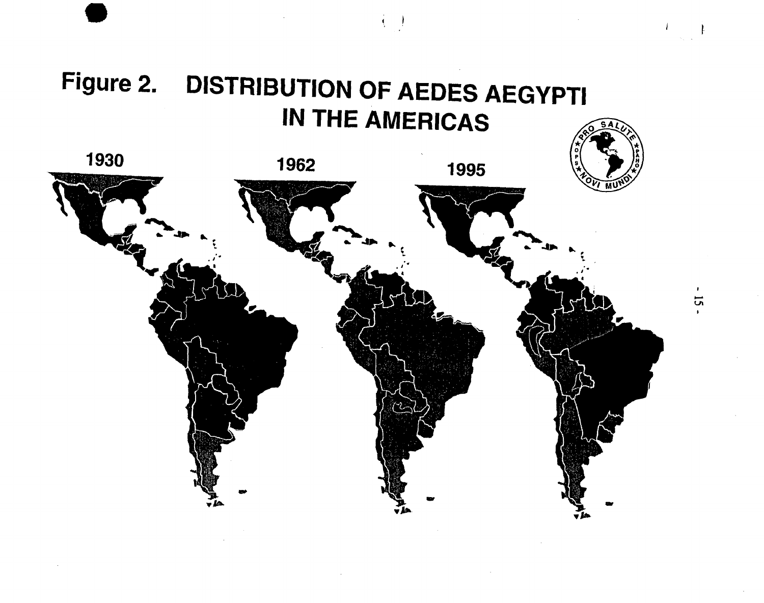# Figure 2. DISTRIBUTION OF AEDES AEGYPTI IN THE AMERICAS

1930

1962

1995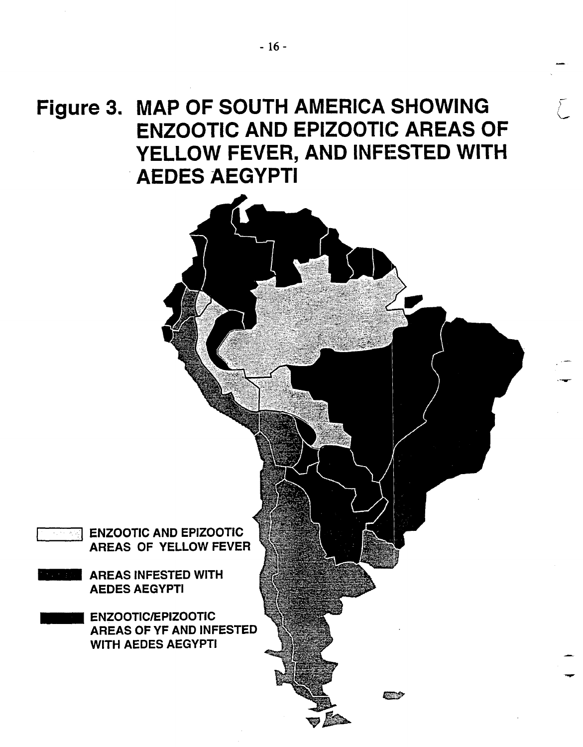**Figure 3. MAP OF SOUTH AMERICA SHOWING ENZOOTIC AND EPIZOOTIC AREAS OF YELLOW FEVER, AND INFESTED WITH AEDES AEGYPTI**

- ENZOOTIC AND EPIZOOTIC AREAS OF YELLOW FEVER
- AREAS INFESTED WITH AEDES AEGYPTI
- ENZOOTIC/EPIZOOTIC AREAS OF YF AND INFESTED WITH AEDES AEGYPTI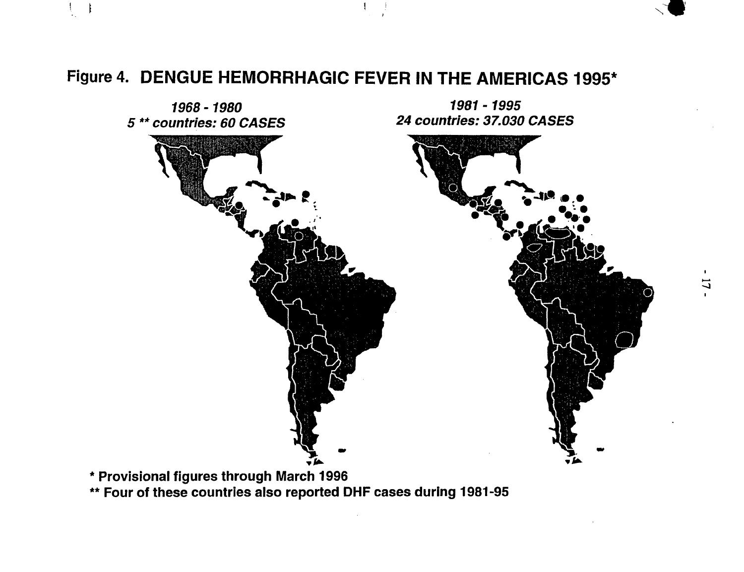Figure 4. **DENGUE HEMORRHAGIC FEVER IN THE AMERICAS 1995***

*1968 - 1980*
*5 ** countries: 60 CASES*

*1981 - 1995*
*24 countries: 37.030 CASES*

**\* Provisional figures through March 1996**

**\*\* Four of these countries also reported DHF cases during 1981-95**